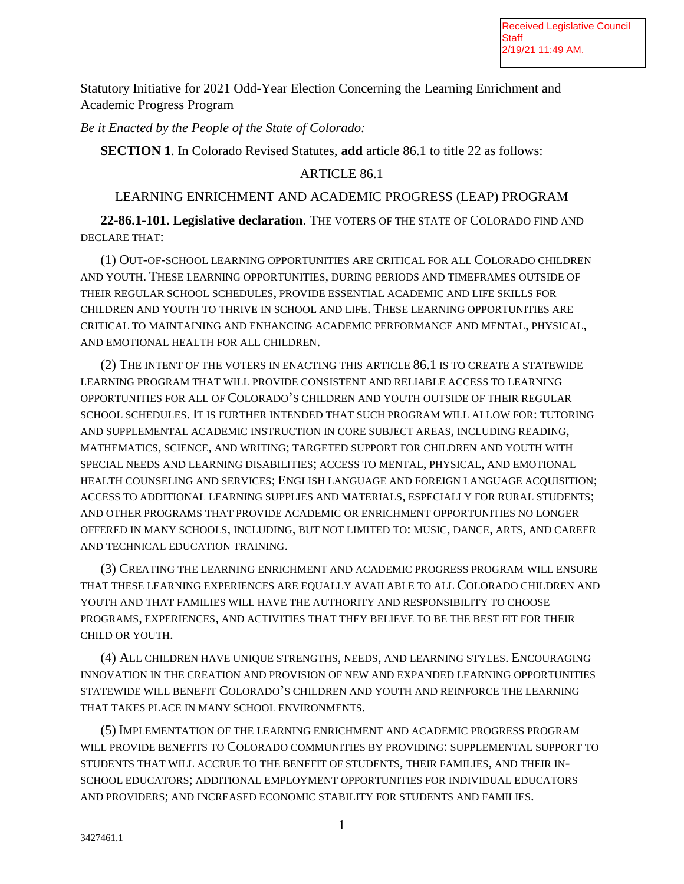Received Legislative Council Staff
2/19/21 11:49 AM.

Statutory Initiative for 2021 Odd-Year Election Concerning the Learning Enrichment and Academic Progress Program

*Be it Enacted by the People of the State of Colorado:*

**SECTION 1**. In Colorado Revised Statutes, **add** article 86.1 to title 22 as follows:

ARTICLE 86.1

LEARNING ENRICHMENT AND ACADEMIC PROGRESS (LEAP) PROGRAM

**22-86.1-101. Legislative declaration**. THE VOTERS OF THE STATE OF COLORADO FIND AND DECLARE THAT:

(1) OUT-OF-SCHOOL LEARNING OPPORTUNITIES ARE CRITICAL FOR ALL COLORADO CHILDREN AND YOUTH. THESE LEARNING OPPORTUNITIES, DURING PERIODS AND TIMEFRAMES OUTSIDE OF THEIR REGULAR SCHOOL SCHEDULES, PROVIDE ESSENTIAL ACADEMIC AND LIFE SKILLS FOR CHILDREN AND YOUTH TO THRIVE IN SCHOOL AND LIFE. THESE LEARNING OPPORTUNITIES ARE CRITICAL TO MAINTAINING AND ENHANCING ACADEMIC PERFORMANCE AND MENTAL, PHYSICAL, AND EMOTIONAL HEALTH FOR ALL CHILDREN.

(2) THE INTENT OF THE VOTERS IN ENACTING THIS ARTICLE 86.1 IS TO CREATE A STATEWIDE LEARNING PROGRAM THAT WILL PROVIDE CONSISTENT AND RELIABLE ACCESS TO LEARNING OPPORTUNITIES FOR ALL OF COLORADO'S CHILDREN AND YOUTH OUTSIDE OF THEIR REGULAR SCHOOL SCHEDULES. IT IS FURTHER INTENDED THAT SUCH PROGRAM WILL ALLOW FOR: TUTORING AND SUPPLEMENTAL ACADEMIC INSTRUCTION IN CORE SUBJECT AREAS, INCLUDING READING, MATHEMATICS, SCIENCE, AND WRITING; TARGETED SUPPORT FOR CHILDREN AND YOUTH WITH SPECIAL NEEDS AND LEARNING DISABILITIES; ACCESS TO MENTAL, PHYSICAL, AND EMOTIONAL HEALTH COUNSELING AND SERVICES; ENGLISH LANGUAGE AND FOREIGN LANGUAGE ACQUISITION; ACCESS TO ADDITIONAL LEARNING SUPPLIES AND MATERIALS, ESPECIALLY FOR RURAL STUDENTS; AND OTHER PROGRAMS THAT PROVIDE ACADEMIC OR ENRICHMENT OPPORTUNITIES NO LONGER OFFERED IN MANY SCHOOLS, INCLUDING, BUT NOT LIMITED TO: MUSIC, DANCE, ARTS, AND CAREER AND TECHNICAL EDUCATION TRAINING.

(3) CREATING THE LEARNING ENRICHMENT AND ACADEMIC PROGRESS PROGRAM WILL ENSURE THAT THESE LEARNING EXPERIENCES ARE EQUALLY AVAILABLE TO ALL COLORADO CHILDREN AND YOUTH AND THAT FAMILIES WILL HAVE THE AUTHORITY AND RESPONSIBILITY TO CHOOSE PROGRAMS, EXPERIENCES, AND ACTIVITIES THAT THEY BELIEVE TO BE THE BEST FIT FOR THEIR CHILD OR YOUTH.

(4) ALL CHILDREN HAVE UNIQUE STRENGTHS, NEEDS, AND LEARNING STYLES. ENCOURAGING INNOVATION IN THE CREATION AND PROVISION OF NEW AND EXPANDED LEARNING OPPORTUNITIES STATEWIDE WILL BENEFIT COLORADO'S CHILDREN AND YOUTH AND REINFORCE THE LEARNING THAT TAKES PLACE IN MANY SCHOOL ENVIRONMENTS.

(5) IMPLEMENTATION OF THE LEARNING ENRICHMENT AND ACADEMIC PROGRESS PROGRAM WILL PROVIDE BENEFITS TO COLORADO COMMUNITIES BY PROVIDING: SUPPLEMENTAL SUPPORT TO STUDENTS THAT WILL ACCRUE TO THE BENEFIT OF STUDENTS, THEIR FAMILIES, AND THEIR IN-SCHOOL EDUCATORS; ADDITIONAL EMPLOYMENT OPPORTUNITIES FOR INDIVIDUAL EDUCATORS AND PROVIDERS; AND INCREASED ECONOMIC STABILITY FOR STUDENTS AND FAMILIES.

3427461.1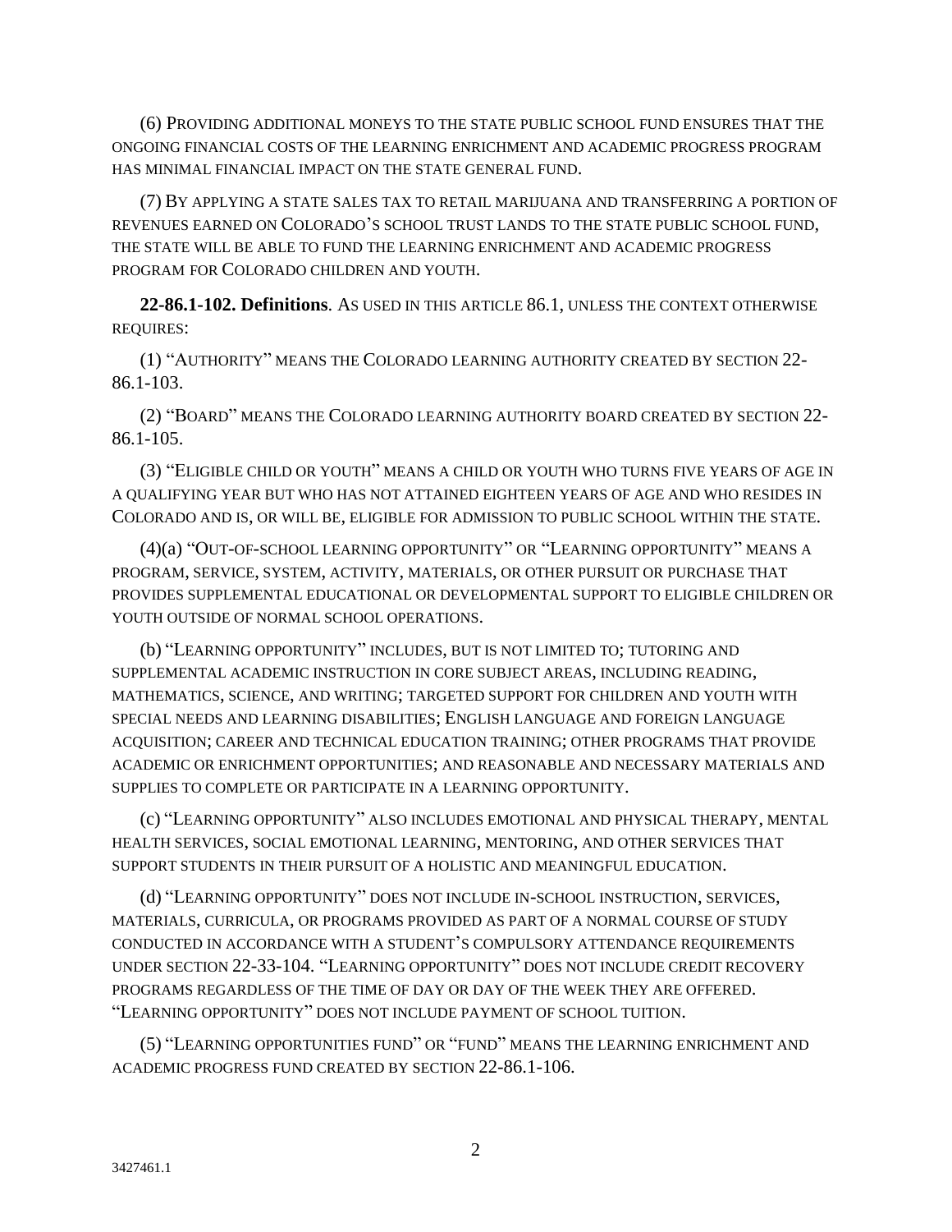(6) PROVIDING ADDITIONAL MONEYS TO THE STATE PUBLIC SCHOOL FUND ENSURES THAT THE ONGOING FINANCIAL COSTS OF THE LEARNING ENRICHMENT AND ACADEMIC PROGRESS PROGRAM HAS MINIMAL FINANCIAL IMPACT ON THE STATE GENERAL FUND.

(7) BY APPLYING A STATE SALES TAX TO RETAIL MARIJUANA AND TRANSFERRING A PORTION OF REVENUES EARNED ON COLORADO'S SCHOOL TRUST LANDS TO THE STATE PUBLIC SCHOOL FUND, THE STATE WILL BE ABLE TO FUND THE LEARNING ENRICHMENT AND ACADEMIC PROGRESS PROGRAM FOR COLORADO CHILDREN AND YOUTH.

**22-86.1-102. Definitions**. AS USED IN THIS ARTICLE 86.1, UNLESS THE CONTEXT OTHERWISE REQUIRES:

(1) "AUTHORITY" MEANS THE COLORADO LEARNING AUTHORITY CREATED BY SECTION 22-86.1-103.

(2) "BOARD" MEANS THE COLORADO LEARNING AUTHORITY BOARD CREATED BY SECTION 22-86.1-105.

(3) "ELIGIBLE CHILD OR YOUTH" MEANS A CHILD OR YOUTH WHO TURNS FIVE YEARS OF AGE IN A QUALIFYING YEAR BUT WHO HAS NOT ATTAINED EIGHTEEN YEARS OF AGE AND WHO RESIDES IN COLORADO AND IS, OR WILL BE, ELIGIBLE FOR ADMISSION TO PUBLIC SCHOOL WITHIN THE STATE.

(4)(a) "OUT-OF-SCHOOL LEARNING OPPORTUNITY" OR "LEARNING OPPORTUNITY" MEANS A PROGRAM, SERVICE, SYSTEM, ACTIVITY, MATERIALS, OR OTHER PURSUIT OR PURCHASE THAT PROVIDES SUPPLEMENTAL EDUCATIONAL OR DEVELOPMENTAL SUPPORT TO ELIGIBLE CHILDREN OR YOUTH OUTSIDE OF NORMAL SCHOOL OPERATIONS.

(b) "LEARNING OPPORTUNITY" INCLUDES, BUT IS NOT LIMITED TO; TUTORING AND SUPPLEMENTAL ACADEMIC INSTRUCTION IN CORE SUBJECT AREAS, INCLUDING READING, MATHEMATICS, SCIENCE, AND WRITING; TARGETED SUPPORT FOR CHILDREN AND YOUTH WITH SPECIAL NEEDS AND LEARNING DISABILITIES; ENGLISH LANGUAGE AND FOREIGN LANGUAGE ACQUISITION; CAREER AND TECHNICAL EDUCATION TRAINING; OTHER PROGRAMS THAT PROVIDE ACADEMIC OR ENRICHMENT OPPORTUNITIES; AND REASONABLE AND NECESSARY MATERIALS AND SUPPLIES TO COMPLETE OR PARTICIPATE IN A LEARNING OPPORTUNITY.

(c) "LEARNING OPPORTUNITY" ALSO INCLUDES EMOTIONAL AND PHYSICAL THERAPY, MENTAL HEALTH SERVICES, SOCIAL EMOTIONAL LEARNING, MENTORING, AND OTHER SERVICES THAT SUPPORT STUDENTS IN THEIR PURSUIT OF A HOLISTIC AND MEANINGFUL EDUCATION.

(d) "LEARNING OPPORTUNITY" DOES NOT INCLUDE IN-SCHOOL INSTRUCTION, SERVICES, MATERIALS, CURRICULA, OR PROGRAMS PROVIDED AS PART OF A NORMAL COURSE OF STUDY CONDUCTED IN ACCORDANCE WITH A STUDENT'S COMPULSORY ATTENDANCE REQUIREMENTS UNDER SECTION 22-33-104. "LEARNING OPPORTUNITY" DOES NOT INCLUDE CREDIT RECOVERY PROGRAMS REGARDLESS OF THE TIME OF DAY OR DAY OF THE WEEK THEY ARE OFFERED. "LEARNING OPPORTUNITY" DOES NOT INCLUDE PAYMENT OF SCHOOL TUITION.

(5) "LEARNING OPPORTUNITIES FUND" OR "FUND" MEANS THE LEARNING ENRICHMENT AND ACADEMIC PROGRESS FUND CREATED BY SECTION 22-86.1-106.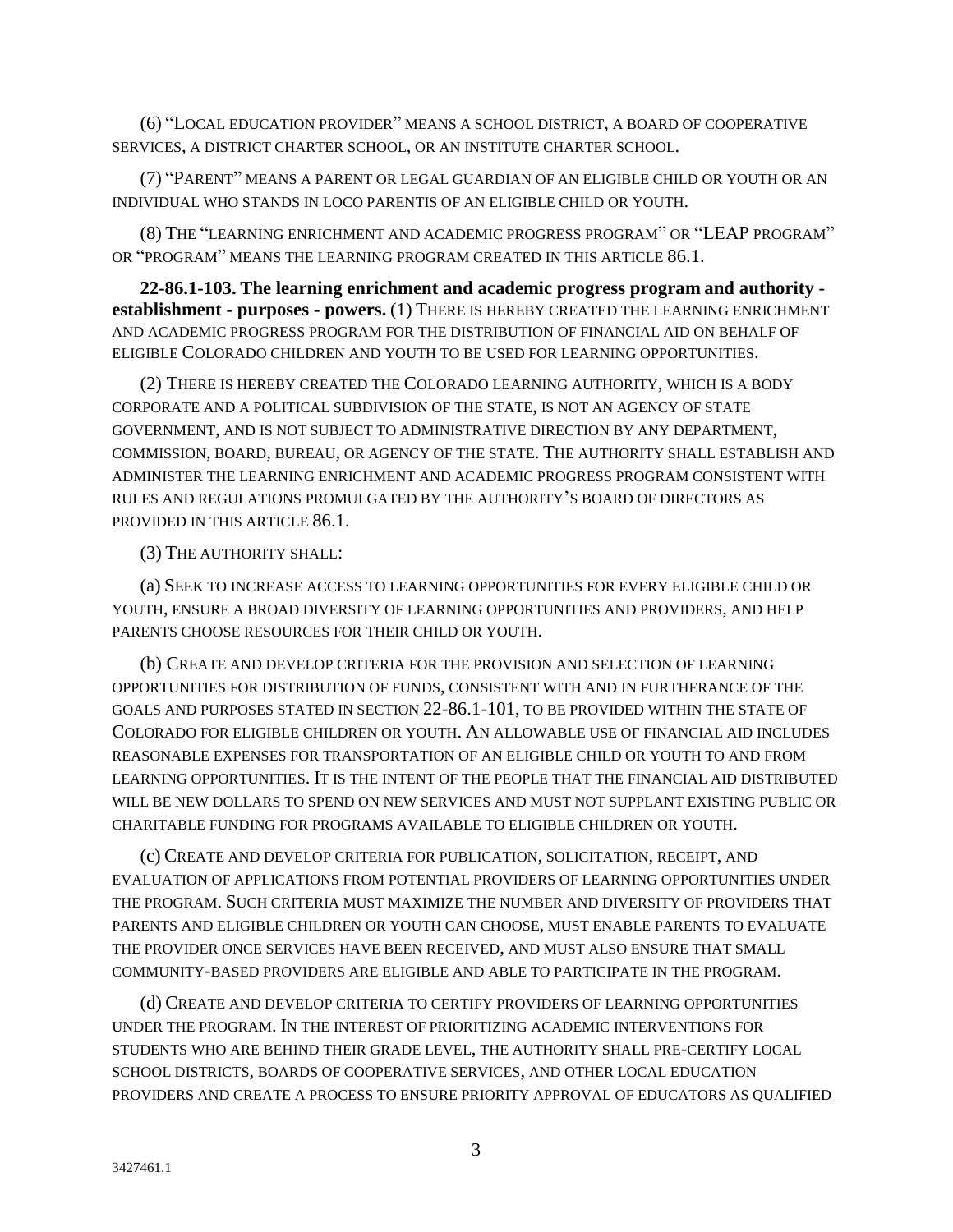(6) "LOCAL EDUCATION PROVIDER" MEANS A SCHOOL DISTRICT, A BOARD OF COOPERATIVE SERVICES, A DISTRICT CHARTER SCHOOL, OR AN INSTITUTE CHARTER SCHOOL.

(7) "PARENT" MEANS A PARENT OR LEGAL GUARDIAN OF AN ELIGIBLE CHILD OR YOUTH OR AN INDIVIDUAL WHO STANDS IN LOCO PARENTIS OF AN ELIGIBLE CHILD OR YOUTH.

(8) THE "LEARNING ENRICHMENT AND ACADEMIC PROGRESS PROGRAM" OR "LEAP PROGRAM" OR "PROGRAM" MEANS THE LEARNING PROGRAM CREATED IN THIS ARTICLE 86.1.

**22-86.1-103. The learning enrichment and academic progress program and authority - establishment - purposes - powers.** (1) THERE IS HEREBY CREATED THE LEARNING ENRICHMENT AND ACADEMIC PROGRESS PROGRAM FOR THE DISTRIBUTION OF FINANCIAL AID ON BEHALF OF ELIGIBLE COLORADO CHILDREN AND YOUTH TO BE USED FOR LEARNING OPPORTUNITIES.

(2) THERE IS HEREBY CREATED THE COLORADO LEARNING AUTHORITY, WHICH IS A BODY CORPORATE AND A POLITICAL SUBDIVISION OF THE STATE, IS NOT AN AGENCY OF STATE GOVERNMENT, AND IS NOT SUBJECT TO ADMINISTRATIVE DIRECTION BY ANY DEPARTMENT, COMMISSION, BOARD, BUREAU, OR AGENCY OF THE STATE. THE AUTHORITY SHALL ESTABLISH AND ADMINISTER THE LEARNING ENRICHMENT AND ACADEMIC PROGRESS PROGRAM CONSISTENT WITH RULES AND REGULATIONS PROMULGATED BY THE AUTHORITY'S BOARD OF DIRECTORS AS PROVIDED IN THIS ARTICLE 86.1.

(3) THE AUTHORITY SHALL:

(a) SEEK TO INCREASE ACCESS TO LEARNING OPPORTUNITIES FOR EVERY ELIGIBLE CHILD OR YOUTH, ENSURE A BROAD DIVERSITY OF LEARNING OPPORTUNITIES AND PROVIDERS, AND HELP PARENTS CHOOSE RESOURCES FOR THEIR CHILD OR YOUTH.

(b) CREATE AND DEVELOP CRITERIA FOR THE PROVISION AND SELECTION OF LEARNING OPPORTUNITIES FOR DISTRIBUTION OF FUNDS, CONSISTENT WITH AND IN FURTHERANCE OF THE GOALS AND PURPOSES STATED IN SECTION 22-86.1-101, TO BE PROVIDED WITHIN THE STATE OF COLORADO FOR ELIGIBLE CHILDREN OR YOUTH. AN ALLOWABLE USE OF FINANCIAL AID INCLUDES REASONABLE EXPENSES FOR TRANSPORTATION OF AN ELIGIBLE CHILD OR YOUTH TO AND FROM LEARNING OPPORTUNITIES. IT IS THE INTENT OF THE PEOPLE THAT THE FINANCIAL AID DISTRIBUTED WILL BE NEW DOLLARS TO SPEND ON NEW SERVICES AND MUST NOT SUPPLANT EXISTING PUBLIC OR CHARITABLE FUNDING FOR PROGRAMS AVAILABLE TO ELIGIBLE CHILDREN OR YOUTH.

(c) CREATE AND DEVELOP CRITERIA FOR PUBLICATION, SOLICITATION, RECEIPT, AND EVALUATION OF APPLICATIONS FROM POTENTIAL PROVIDERS OF LEARNING OPPORTUNITIES UNDER THE PROGRAM. SUCH CRITERIA MUST MAXIMIZE THE NUMBER AND DIVERSITY OF PROVIDERS THAT PARENTS AND ELIGIBLE CHILDREN OR YOUTH CAN CHOOSE, MUST ENABLE PARENTS TO EVALUATE THE PROVIDER ONCE SERVICES HAVE BEEN RECEIVED, AND MUST ALSO ENSURE THAT SMALL COMMUNITY-BASED PROVIDERS ARE ELIGIBLE AND ABLE TO PARTICIPATE IN THE PROGRAM.

(d) CREATE AND DEVELOP CRITERIA TO CERTIFY PROVIDERS OF LEARNING OPPORTUNITIES UNDER THE PROGRAM. IN THE INTEREST OF PRIORITIZING ACADEMIC INTERVENTIONS FOR STUDENTS WHO ARE BEHIND THEIR GRADE LEVEL, THE AUTHORITY SHALL PRE-CERTIFY LOCAL SCHOOL DISTRICTS, BOARDS OF COOPERATIVE SERVICES, AND OTHER LOCAL EDUCATION PROVIDERS AND CREATE A PROCESS TO ENSURE PRIORITY APPROVAL OF EDUCATORS AS QUALIFIED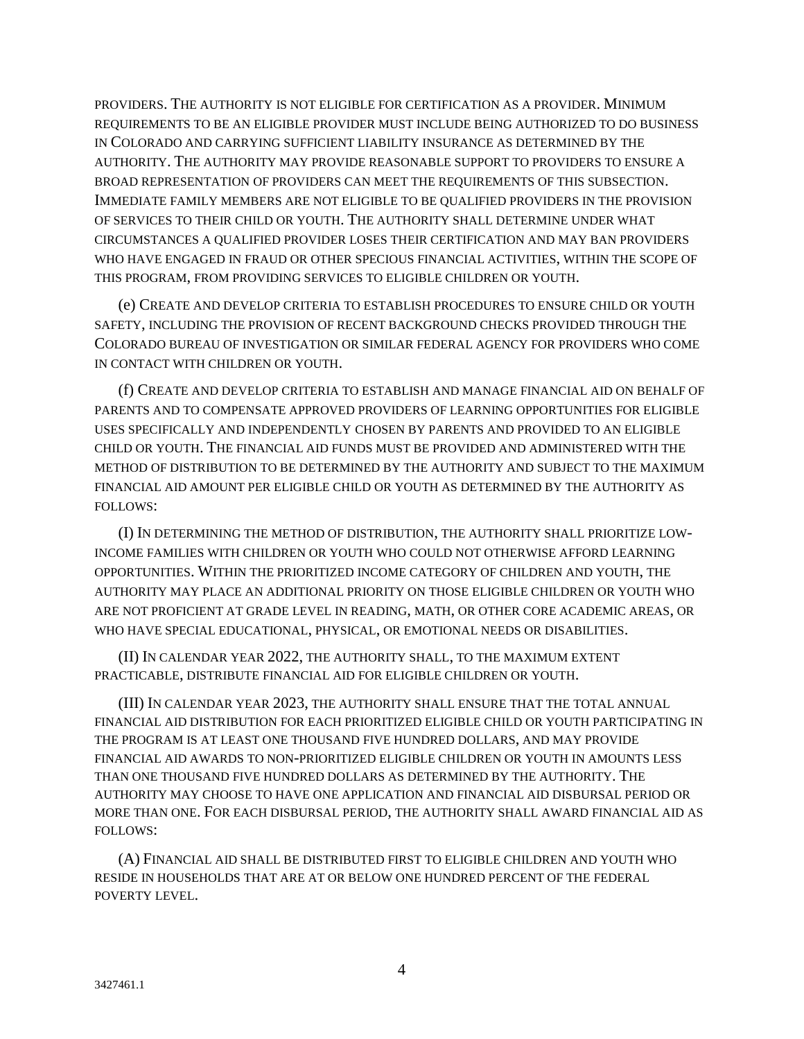PROVIDERS. THE AUTHORITY IS NOT ELIGIBLE FOR CERTIFICATION AS A PROVIDER. MINIMUM REQUIREMENTS TO BE AN ELIGIBLE PROVIDER MUST INCLUDE BEING AUTHORIZED TO DO BUSINESS IN COLORADO AND CARRYING SUFFICIENT LIABILITY INSURANCE AS DETERMINED BY THE AUTHORITY. THE AUTHORITY MAY PROVIDE REASONABLE SUPPORT TO PROVIDERS TO ENSURE A BROAD REPRESENTATION OF PROVIDERS CAN MEET THE REQUIREMENTS OF THIS SUBSECTION. IMMEDIATE FAMILY MEMBERS ARE NOT ELIGIBLE TO BE QUALIFIED PROVIDERS IN THE PROVISION OF SERVICES TO THEIR CHILD OR YOUTH. THE AUTHORITY SHALL DETERMINE UNDER WHAT CIRCUMSTANCES A QUALIFIED PROVIDER LOSES THEIR CERTIFICATION AND MAY BAN PROVIDERS WHO HAVE ENGAGED IN FRAUD OR OTHER SPECIOUS FINANCIAL ACTIVITIES, WITHIN THE SCOPE OF THIS PROGRAM, FROM PROVIDING SERVICES TO ELIGIBLE CHILDREN OR YOUTH.

(e) CREATE AND DEVELOP CRITERIA TO ESTABLISH PROCEDURES TO ENSURE CHILD OR YOUTH SAFETY, INCLUDING THE PROVISION OF RECENT BACKGROUND CHECKS PROVIDED THROUGH THE COLORADO BUREAU OF INVESTIGATION OR SIMILAR FEDERAL AGENCY FOR PROVIDERS WHO COME IN CONTACT WITH CHILDREN OR YOUTH.

(f) CREATE AND DEVELOP CRITERIA TO ESTABLISH AND MANAGE FINANCIAL AID ON BEHALF OF PARENTS AND TO COMPENSATE APPROVED PROVIDERS OF LEARNING OPPORTUNITIES FOR ELIGIBLE USES SPECIFICALLY AND INDEPENDENTLY CHOSEN BY PARENTS AND PROVIDED TO AN ELIGIBLE CHILD OR YOUTH. THE FINANCIAL AID FUNDS MUST BE PROVIDED AND ADMINISTERED WITH THE METHOD OF DISTRIBUTION TO BE DETERMINED BY THE AUTHORITY AND SUBJECT TO THE MAXIMUM FINANCIAL AID AMOUNT PER ELIGIBLE CHILD OR YOUTH AS DETERMINED BY THE AUTHORITY AS FOLLOWS:

(I) IN DETERMINING THE METHOD OF DISTRIBUTION, THE AUTHORITY SHALL PRIORITIZE LOW-INCOME FAMILIES WITH CHILDREN OR YOUTH WHO COULD NOT OTHERWISE AFFORD LEARNING OPPORTUNITIES. WITHIN THE PRIORITIZED INCOME CATEGORY OF CHILDREN AND YOUTH, THE AUTHORITY MAY PLACE AN ADDITIONAL PRIORITY ON THOSE ELIGIBLE CHILDREN OR YOUTH WHO ARE NOT PROFICIENT AT GRADE LEVEL IN READING, MATH, OR OTHER CORE ACADEMIC AREAS, OR WHO HAVE SPECIAL EDUCATIONAL, PHYSICAL, OR EMOTIONAL NEEDS OR DISABILITIES.

(II) IN CALENDAR YEAR 2022, THE AUTHORITY SHALL, TO THE MAXIMUM EXTENT PRACTICABLE, DISTRIBUTE FINANCIAL AID FOR ELIGIBLE CHILDREN OR YOUTH.

(III) IN CALENDAR YEAR 2023, THE AUTHORITY SHALL ENSURE THAT THE TOTAL ANNUAL FINANCIAL AID DISTRIBUTION FOR EACH PRIORITIZED ELIGIBLE CHILD OR YOUTH PARTICIPATING IN THE PROGRAM IS AT LEAST ONE THOUSAND FIVE HUNDRED DOLLARS, AND MAY PROVIDE FINANCIAL AID AWARDS TO NON-PRIORITIZED ELIGIBLE CHILDREN OR YOUTH IN AMOUNTS LESS THAN ONE THOUSAND FIVE HUNDRED DOLLARS AS DETERMINED BY THE AUTHORITY. THE AUTHORITY MAY CHOOSE TO HAVE ONE APPLICATION AND FINANCIAL AID DISBURSAL PERIOD OR MORE THAN ONE. FOR EACH DISBURSAL PERIOD, THE AUTHORITY SHALL AWARD FINANCIAL AID AS FOLLOWS:

(A) FINANCIAL AID SHALL BE DISTRIBUTED FIRST TO ELIGIBLE CHILDREN AND YOUTH WHO RESIDE IN HOUSEHOLDS THAT ARE AT OR BELOW ONE HUNDRED PERCENT OF THE FEDERAL POVERTY LEVEL.

3427461.1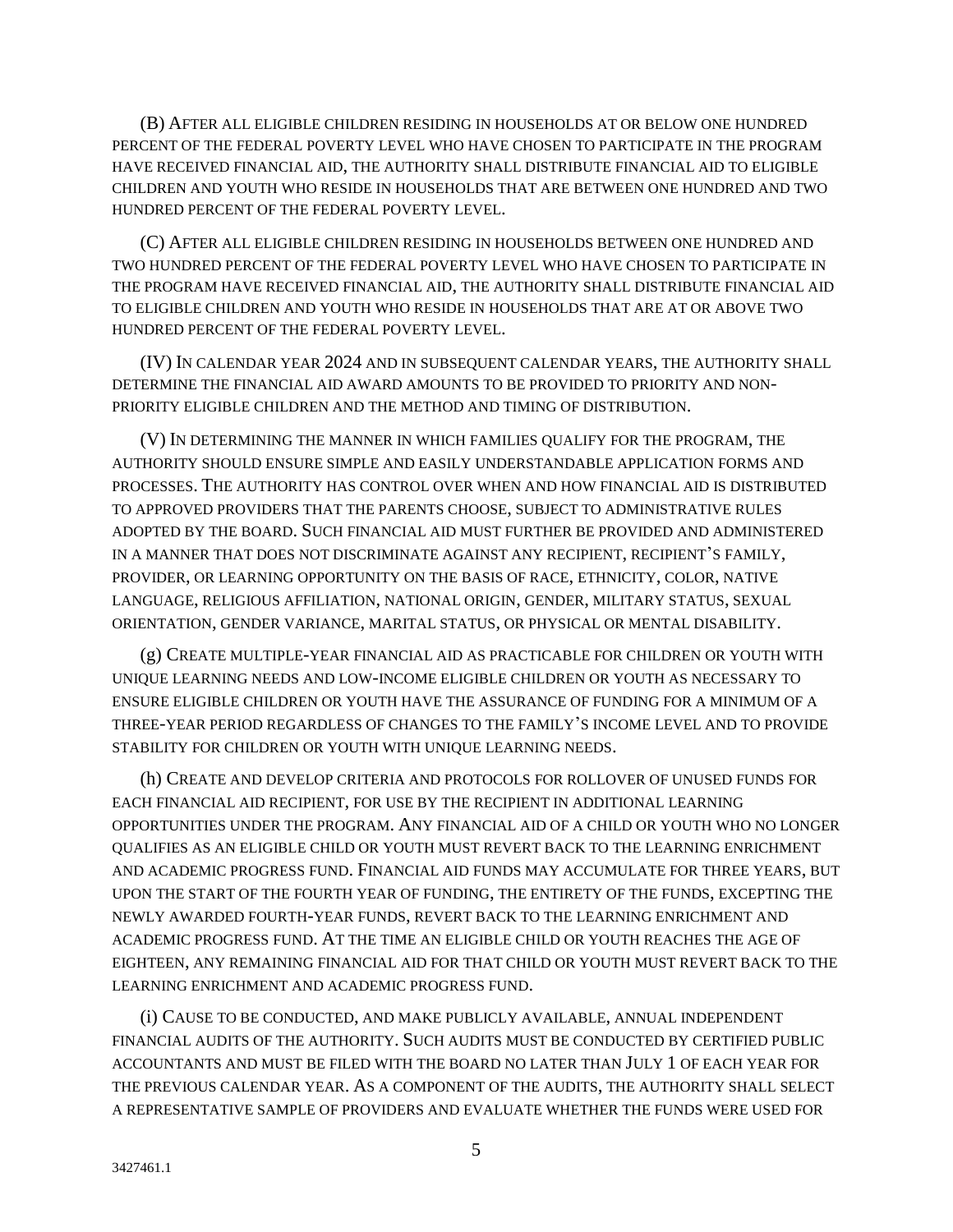(B) AFTER ALL ELIGIBLE CHILDREN RESIDING IN HOUSEHOLDS AT OR BELOW ONE HUNDRED PERCENT OF THE FEDERAL POVERTY LEVEL WHO HAVE CHOSEN TO PARTICIPATE IN THE PROGRAM HAVE RECEIVED FINANCIAL AID, THE AUTHORITY SHALL DISTRIBUTE FINANCIAL AID TO ELIGIBLE CHILDREN AND YOUTH WHO RESIDE IN HOUSEHOLDS THAT ARE BETWEEN ONE HUNDRED AND TWO HUNDRED PERCENT OF THE FEDERAL POVERTY LEVEL.

(C) AFTER ALL ELIGIBLE CHILDREN RESIDING IN HOUSEHOLDS BETWEEN ONE HUNDRED AND TWO HUNDRED PERCENT OF THE FEDERAL POVERTY LEVEL WHO HAVE CHOSEN TO PARTICIPATE IN THE PROGRAM HAVE RECEIVED FINANCIAL AID, THE AUTHORITY SHALL DISTRIBUTE FINANCIAL AID TO ELIGIBLE CHILDREN AND YOUTH WHO RESIDE IN HOUSEHOLDS THAT ARE AT OR ABOVE TWO HUNDRED PERCENT OF THE FEDERAL POVERTY LEVEL.

(IV) IN CALENDAR YEAR 2024 AND IN SUBSEQUENT CALENDAR YEARS, THE AUTHORITY SHALL DETERMINE THE FINANCIAL AID AWARD AMOUNTS TO BE PROVIDED TO PRIORITY AND NON-PRIORITY ELIGIBLE CHILDREN AND THE METHOD AND TIMING OF DISTRIBUTION.

(V) IN DETERMINING THE MANNER IN WHICH FAMILIES QUALIFY FOR THE PROGRAM, THE AUTHORITY SHOULD ENSURE SIMPLE AND EASILY UNDERSTANDABLE APPLICATION FORMS AND PROCESSES. THE AUTHORITY HAS CONTROL OVER WHEN AND HOW FINANCIAL AID IS DISTRIBUTED TO APPROVED PROVIDERS THAT THE PARENTS CHOOSE, SUBJECT TO ADMINISTRATIVE RULES ADOPTED BY THE BOARD. SUCH FINANCIAL AID MUST FURTHER BE PROVIDED AND ADMINISTERED IN A MANNER THAT DOES NOT DISCRIMINATE AGAINST ANY RECIPIENT, RECIPIENT'S FAMILY, PROVIDER, OR LEARNING OPPORTUNITY ON THE BASIS OF RACE, ETHNICITY, COLOR, NATIVE LANGUAGE, RELIGIOUS AFFILIATION, NATIONAL ORIGIN, GENDER, MILITARY STATUS, SEXUAL ORIENTATION, GENDER VARIANCE, MARITAL STATUS, OR PHYSICAL OR MENTAL DISABILITY.

(g) CREATE MULTIPLE-YEAR FINANCIAL AID AS PRACTICABLE FOR CHILDREN OR YOUTH WITH UNIQUE LEARNING NEEDS AND LOW-INCOME ELIGIBLE CHILDREN OR YOUTH AS NECESSARY TO ENSURE ELIGIBLE CHILDREN OR YOUTH HAVE THE ASSURANCE OF FUNDING FOR A MINIMUM OF A THREE-YEAR PERIOD REGARDLESS OF CHANGES TO THE FAMILY'S INCOME LEVEL AND TO PROVIDE STABILITY FOR CHILDREN OR YOUTH WITH UNIQUE LEARNING NEEDS.

(h) CREATE AND DEVELOP CRITERIA AND PROTOCOLS FOR ROLLOVER OF UNUSED FUNDS FOR EACH FINANCIAL AID RECIPIENT, FOR USE BY THE RECIPIENT IN ADDITIONAL LEARNING OPPORTUNITIES UNDER THE PROGRAM. ANY FINANCIAL AID OF A CHILD OR YOUTH WHO NO LONGER QUALIFIES AS AN ELIGIBLE CHILD OR YOUTH MUST REVERT BACK TO THE LEARNING ENRICHMENT AND ACADEMIC PROGRESS FUND. FINANCIAL AID FUNDS MAY ACCUMULATE FOR THREE YEARS, BUT UPON THE START OF THE FOURTH YEAR OF FUNDING, THE ENTIRETY OF THE FUNDS, EXCEPTING THE NEWLY AWARDED FOURTH-YEAR FUNDS, REVERT BACK TO THE LEARNING ENRICHMENT AND ACADEMIC PROGRESS FUND. AT THE TIME AN ELIGIBLE CHILD OR YOUTH REACHES THE AGE OF EIGHTEEN, ANY REMAINING FINANCIAL AID FOR THAT CHILD OR YOUTH MUST REVERT BACK TO THE LEARNING ENRICHMENT AND ACADEMIC PROGRESS FUND.

(i) CAUSE TO BE CONDUCTED, AND MAKE PUBLICLY AVAILABLE, ANNUAL INDEPENDENT FINANCIAL AUDITS OF THE AUTHORITY. SUCH AUDITS MUST BE CONDUCTED BY CERTIFIED PUBLIC ACCOUNTANTS AND MUST BE FILED WITH THE BOARD NO LATER THAN JULY 1 OF EACH YEAR FOR THE PREVIOUS CALENDAR YEAR. AS A COMPONENT OF THE AUDITS, THE AUTHORITY SHALL SELECT A REPRESENTATIVE SAMPLE OF PROVIDERS AND EVALUATE WHETHER THE FUNDS WERE USED FOR

3427461.1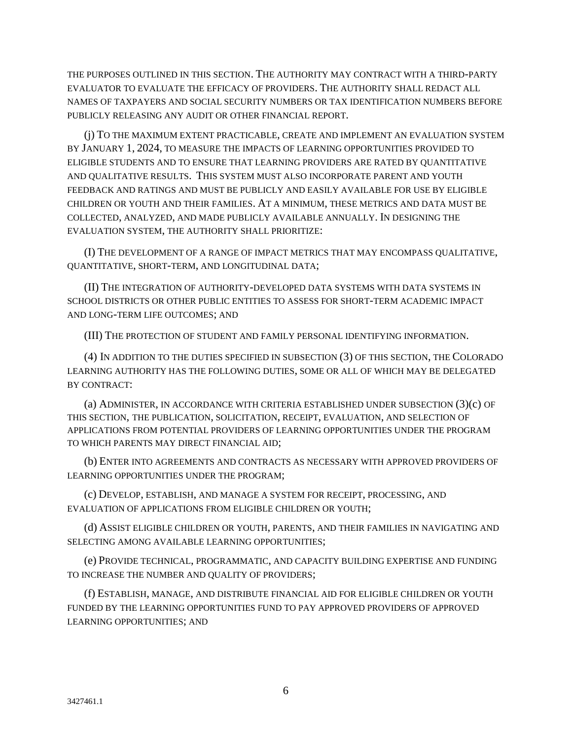THE PURPOSES OUTLINED IN THIS SECTION. THE AUTHORITY MAY CONTRACT WITH A THIRD-PARTY EVALUATOR TO EVALUATE THE EFFICACY OF PROVIDERS. THE AUTHORITY SHALL REDACT ALL NAMES OF TAXPAYERS AND SOCIAL SECURITY NUMBERS OR TAX IDENTIFICATION NUMBERS BEFORE PUBLICLY RELEASING ANY AUDIT OR OTHER FINANCIAL REPORT.

(j) TO THE MAXIMUM EXTENT PRACTICABLE, CREATE AND IMPLEMENT AN EVALUATION SYSTEM BY JANUARY 1, 2024, TO MEASURE THE IMPACTS OF LEARNING OPPORTUNITIES PROVIDED TO ELIGIBLE STUDENTS AND TO ENSURE THAT LEARNING PROVIDERS ARE RATED BY QUANTITATIVE AND QUALITATIVE RESULTS. THIS SYSTEM MUST ALSO INCORPORATE PARENT AND YOUTH FEEDBACK AND RATINGS AND MUST BE PUBLICLY AND EASILY AVAILABLE FOR USE BY ELIGIBLE CHILDREN OR YOUTH AND THEIR FAMILIES. AT A MINIMUM, THESE METRICS AND DATA MUST BE COLLECTED, ANALYZED, AND MADE PUBLICLY AVAILABLE ANNUALLY. IN DESIGNING THE EVALUATION SYSTEM, THE AUTHORITY SHALL PRIORITIZE:

(I) THE DEVELOPMENT OF A RANGE OF IMPACT METRICS THAT MAY ENCOMPASS QUALITATIVE, QUANTITATIVE, SHORT-TERM, AND LONGITUDINAL DATA;

(II) THE INTEGRATION OF AUTHORITY-DEVELOPED DATA SYSTEMS WITH DATA SYSTEMS IN SCHOOL DISTRICTS OR OTHER PUBLIC ENTITIES TO ASSESS FOR SHORT-TERM ACADEMIC IMPACT AND LONG-TERM LIFE OUTCOMES; AND

(III) THE PROTECTION OF STUDENT AND FAMILY PERSONAL IDENTIFYING INFORMATION.

(4) IN ADDITION TO THE DUTIES SPECIFIED IN SUBSECTION (3) OF THIS SECTION, THE COLORADO LEARNING AUTHORITY HAS THE FOLLOWING DUTIES, SOME OR ALL OF WHICH MAY BE DELEGATED BY CONTRACT:

(a) ADMINISTER, IN ACCORDANCE WITH CRITERIA ESTABLISHED UNDER SUBSECTION (3)(c) OF THIS SECTION, THE PUBLICATION, SOLICITATION, RECEIPT, EVALUATION, AND SELECTION OF APPLICATIONS FROM POTENTIAL PROVIDERS OF LEARNING OPPORTUNITIES UNDER THE PROGRAM TO WHICH PARENTS MAY DIRECT FINANCIAL AID;

(b) ENTER INTO AGREEMENTS AND CONTRACTS AS NECESSARY WITH APPROVED PROVIDERS OF LEARNING OPPORTUNITIES UNDER THE PROGRAM;

(c) DEVELOP, ESTABLISH, AND MANAGE A SYSTEM FOR RECEIPT, PROCESSING, AND EVALUATION OF APPLICATIONS FROM ELIGIBLE CHILDREN OR YOUTH;

(d) ASSIST ELIGIBLE CHILDREN OR YOUTH, PARENTS, AND THEIR FAMILIES IN NAVIGATING AND SELECTING AMONG AVAILABLE LEARNING OPPORTUNITIES;

(e) PROVIDE TECHNICAL, PROGRAMMATIC, AND CAPACITY BUILDING EXPERTISE AND FUNDING TO INCREASE THE NUMBER AND QUALITY OF PROVIDERS;

(f) ESTABLISH, MANAGE, AND DISTRIBUTE FINANCIAL AID FOR ELIGIBLE CHILDREN OR YOUTH FUNDED BY THE LEARNING OPPORTUNITIES FUND TO PAY APPROVED PROVIDERS OF APPROVED LEARNING OPPORTUNITIES; AND

3427461.1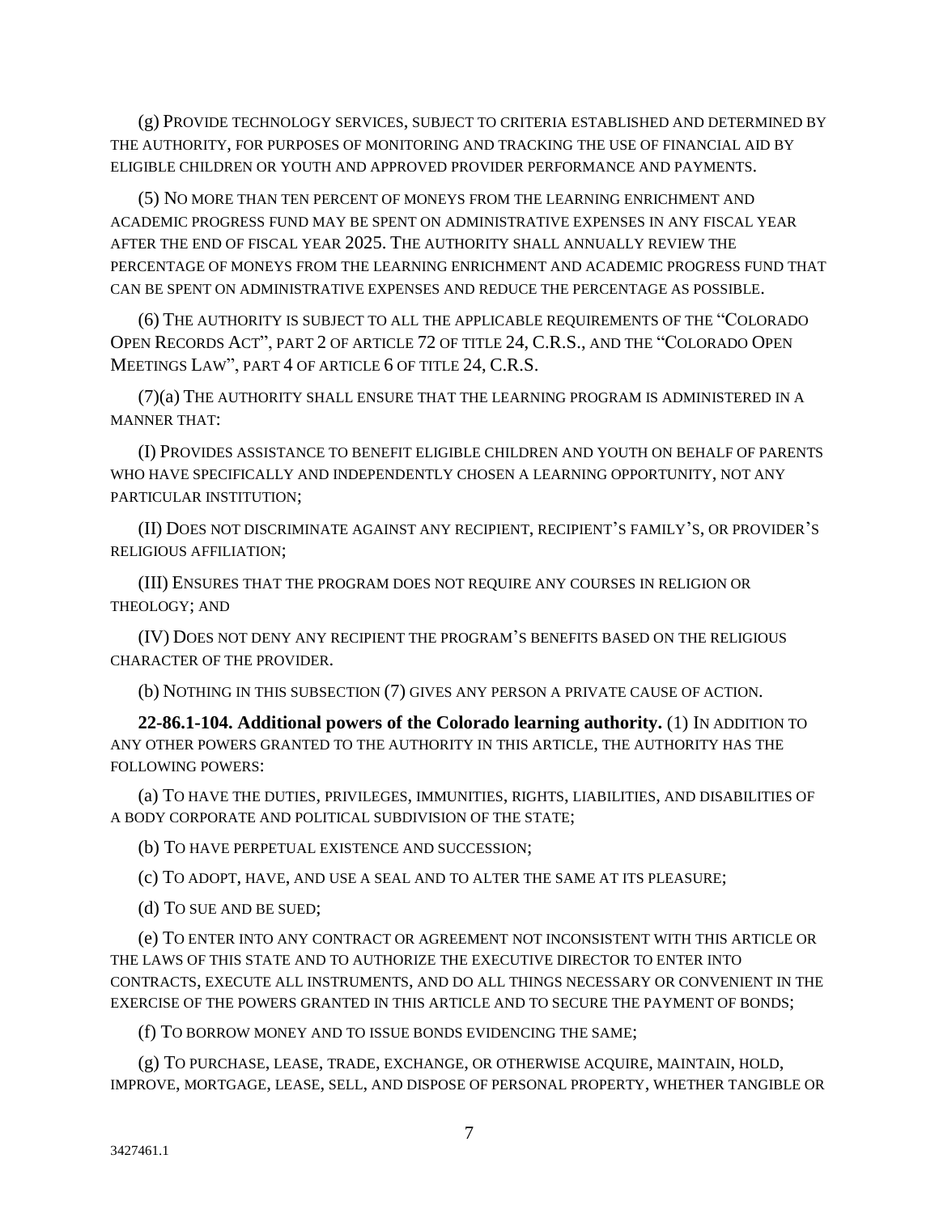(g) PROVIDE TECHNOLOGY SERVICES, SUBJECT TO CRITERIA ESTABLISHED AND DETERMINED BY THE AUTHORITY, FOR PURPOSES OF MONITORING AND TRACKING THE USE OF FINANCIAL AID BY ELIGIBLE CHILDREN OR YOUTH AND APPROVED PROVIDER PERFORMANCE AND PAYMENTS.

(5) NO MORE THAN TEN PERCENT OF MONEYS FROM THE LEARNING ENRICHMENT AND ACADEMIC PROGRESS FUND MAY BE SPENT ON ADMINISTRATIVE EXPENSES IN ANY FISCAL YEAR AFTER THE END OF FISCAL YEAR 2025. THE AUTHORITY SHALL ANNUALLY REVIEW THE PERCENTAGE OF MONEYS FROM THE LEARNING ENRICHMENT AND ACADEMIC PROGRESS FUND THAT CAN BE SPENT ON ADMINISTRATIVE EXPENSES AND REDUCE THE PERCENTAGE AS POSSIBLE.

(6) THE AUTHORITY IS SUBJECT TO ALL THE APPLICABLE REQUIREMENTS OF THE "COLORADO OPEN RECORDS ACT", PART 2 OF ARTICLE 72 OF TITLE 24, C.R.S., AND THE "COLORADO OPEN MEETINGS LAW", PART 4 OF ARTICLE 6 OF TITLE 24, C.R.S.

(7)(a) THE AUTHORITY SHALL ENSURE THAT THE LEARNING PROGRAM IS ADMINISTERED IN A MANNER THAT:

(I) PROVIDES ASSISTANCE TO BENEFIT ELIGIBLE CHILDREN AND YOUTH ON BEHALF OF PARENTS WHO HAVE SPECIFICALLY AND INDEPENDENTLY CHOSEN A LEARNING OPPORTUNITY, NOT ANY PARTICULAR INSTITUTION;

(II) DOES NOT DISCRIMINATE AGAINST ANY RECIPIENT, RECIPIENT'S FAMILY'S, OR PROVIDER'S RELIGIOUS AFFILIATION;

(III) ENSURES THAT THE PROGRAM DOES NOT REQUIRE ANY COURSES IN RELIGION OR THEOLOGY; AND

(IV) DOES NOT DENY ANY RECIPIENT THE PROGRAM'S BENEFITS BASED ON THE RELIGIOUS CHARACTER OF THE PROVIDER.

(b) NOTHING IN THIS SUBSECTION (7) GIVES ANY PERSON A PRIVATE CAUSE OF ACTION.

**22-86.1-104. Additional powers of the Colorado learning authority.** (1) IN ADDITION TO ANY OTHER POWERS GRANTED TO THE AUTHORITY IN THIS ARTICLE, THE AUTHORITY HAS THE FOLLOWING POWERS:

(a) TO HAVE THE DUTIES, PRIVILEGES, IMMUNITIES, RIGHTS, LIABILITIES, AND DISABILITIES OF A BODY CORPORATE AND POLITICAL SUBDIVISION OF THE STATE;

(b) TO HAVE PERPETUAL EXISTENCE AND SUCCESSION;

(c) TO ADOPT, HAVE, AND USE A SEAL AND TO ALTER THE SAME AT ITS PLEASURE;

(d) TO SUE AND BE SUED;

(e) TO ENTER INTO ANY CONTRACT OR AGREEMENT NOT INCONSISTENT WITH THIS ARTICLE OR THE LAWS OF THIS STATE AND TO AUTHORIZE THE EXECUTIVE DIRECTOR TO ENTER INTO CONTRACTS, EXECUTE ALL INSTRUMENTS, AND DO ALL THINGS NECESSARY OR CONVENIENT IN THE EXERCISE OF THE POWERS GRANTED IN THIS ARTICLE AND TO SECURE THE PAYMENT OF BONDS;

(f) TO BORROW MONEY AND TO ISSUE BONDS EVIDENCING THE SAME;

(g) TO PURCHASE, LEASE, TRADE, EXCHANGE, OR OTHERWISE ACQUIRE, MAINTAIN, HOLD, IMPROVE, MORTGAGE, LEASE, SELL, AND DISPOSE OF PERSONAL PROPERTY, WHETHER TANGIBLE OR

3427461.1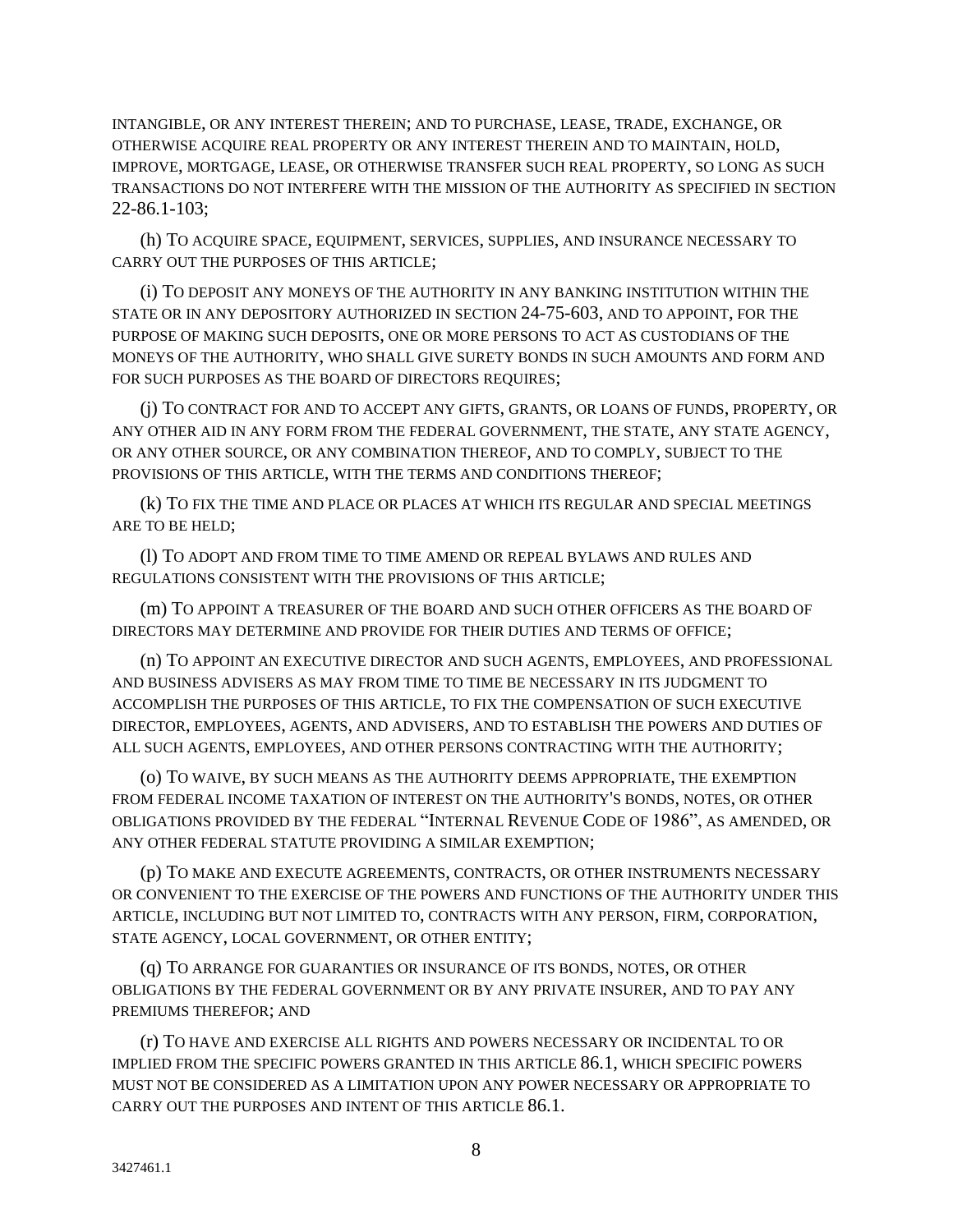INTANGIBLE, OR ANY INTEREST THEREIN; AND TO PURCHASE, LEASE, TRADE, EXCHANGE, OR OTHERWISE ACQUIRE REAL PROPERTY OR ANY INTEREST THEREIN AND TO MAINTAIN, HOLD, IMPROVE, MORTGAGE, LEASE, OR OTHERWISE TRANSFER SUCH REAL PROPERTY, SO LONG AS SUCH TRANSACTIONS DO NOT INTERFERE WITH THE MISSION OF THE AUTHORITY AS SPECIFIED IN SECTION 22-86.1-103;

(h) TO ACQUIRE SPACE, EQUIPMENT, SERVICES, SUPPLIES, AND INSURANCE NECESSARY TO CARRY OUT THE PURPOSES OF THIS ARTICLE;

(i) TO DEPOSIT ANY MONEYS OF THE AUTHORITY IN ANY BANKING INSTITUTION WITHIN THE STATE OR IN ANY DEPOSITORY AUTHORIZED IN SECTION 24-75-603, AND TO APPOINT, FOR THE PURPOSE OF MAKING SUCH DEPOSITS, ONE OR MORE PERSONS TO ACT AS CUSTODIANS OF THE MONEYS OF THE AUTHORITY, WHO SHALL GIVE SURETY BONDS IN SUCH AMOUNTS AND FORM AND FOR SUCH PURPOSES AS THE BOARD OF DIRECTORS REQUIRES;

(j) TO CONTRACT FOR AND TO ACCEPT ANY GIFTS, GRANTS, OR LOANS OF FUNDS, PROPERTY, OR ANY OTHER AID IN ANY FORM FROM THE FEDERAL GOVERNMENT, THE STATE, ANY STATE AGENCY, OR ANY OTHER SOURCE, OR ANY COMBINATION THEREOF, AND TO COMPLY, SUBJECT TO THE PROVISIONS OF THIS ARTICLE, WITH THE TERMS AND CONDITIONS THEREOF;

(k) TO FIX THE TIME AND PLACE OR PLACES AT WHICH ITS REGULAR AND SPECIAL MEETINGS ARE TO BE HELD;

(l) TO ADOPT AND FROM TIME TO TIME AMEND OR REPEAL BYLAWS AND RULES AND REGULATIONS CONSISTENT WITH THE PROVISIONS OF THIS ARTICLE;

(m) TO APPOINT A TREASURER OF THE BOARD AND SUCH OTHER OFFICERS AS THE BOARD OF DIRECTORS MAY DETERMINE AND PROVIDE FOR THEIR DUTIES AND TERMS OF OFFICE;

(n) TO APPOINT AN EXECUTIVE DIRECTOR AND SUCH AGENTS, EMPLOYEES, AND PROFESSIONAL AND BUSINESS ADVISERS AS MAY FROM TIME TO TIME BE NECESSARY IN ITS JUDGMENT TO ACCOMPLISH THE PURPOSES OF THIS ARTICLE, TO FIX THE COMPENSATION OF SUCH EXECUTIVE DIRECTOR, EMPLOYEES, AGENTS, AND ADVISERS, AND TO ESTABLISH THE POWERS AND DUTIES OF ALL SUCH AGENTS, EMPLOYEES, AND OTHER PERSONS CONTRACTING WITH THE AUTHORITY;

(o) TO WAIVE, BY SUCH MEANS AS THE AUTHORITY DEEMS APPROPRIATE, THE EXEMPTION FROM FEDERAL INCOME TAXATION OF INTEREST ON THE AUTHORITY'S BONDS, NOTES, OR OTHER OBLIGATIONS PROVIDED BY THE FEDERAL "INTERNAL REVENUE CODE OF 1986", AS AMENDED, OR ANY OTHER FEDERAL STATUTE PROVIDING A SIMILAR EXEMPTION;

(p) TO MAKE AND EXECUTE AGREEMENTS, CONTRACTS, OR OTHER INSTRUMENTS NECESSARY OR CONVENIENT TO THE EXERCISE OF THE POWERS AND FUNCTIONS OF THE AUTHORITY UNDER THIS ARTICLE, INCLUDING BUT NOT LIMITED TO, CONTRACTS WITH ANY PERSON, FIRM, CORPORATION, STATE AGENCY, LOCAL GOVERNMENT, OR OTHER ENTITY;

(q) TO ARRANGE FOR GUARANTIES OR INSURANCE OF ITS BONDS, NOTES, OR OTHER OBLIGATIONS BY THE FEDERAL GOVERNMENT OR BY ANY PRIVATE INSURER, AND TO PAY ANY PREMIUMS THEREFOR; AND

(r) TO HAVE AND EXERCISE ALL RIGHTS AND POWERS NECESSARY OR INCIDENTAL TO OR IMPLIED FROM THE SPECIFIC POWERS GRANTED IN THIS ARTICLE 86.1, WHICH SPECIFIC POWERS MUST NOT BE CONSIDERED AS A LIMITATION UPON ANY POWER NECESSARY OR APPROPRIATE TO CARRY OUT THE PURPOSES AND INTENT OF THIS ARTICLE 86.1.

3427461.1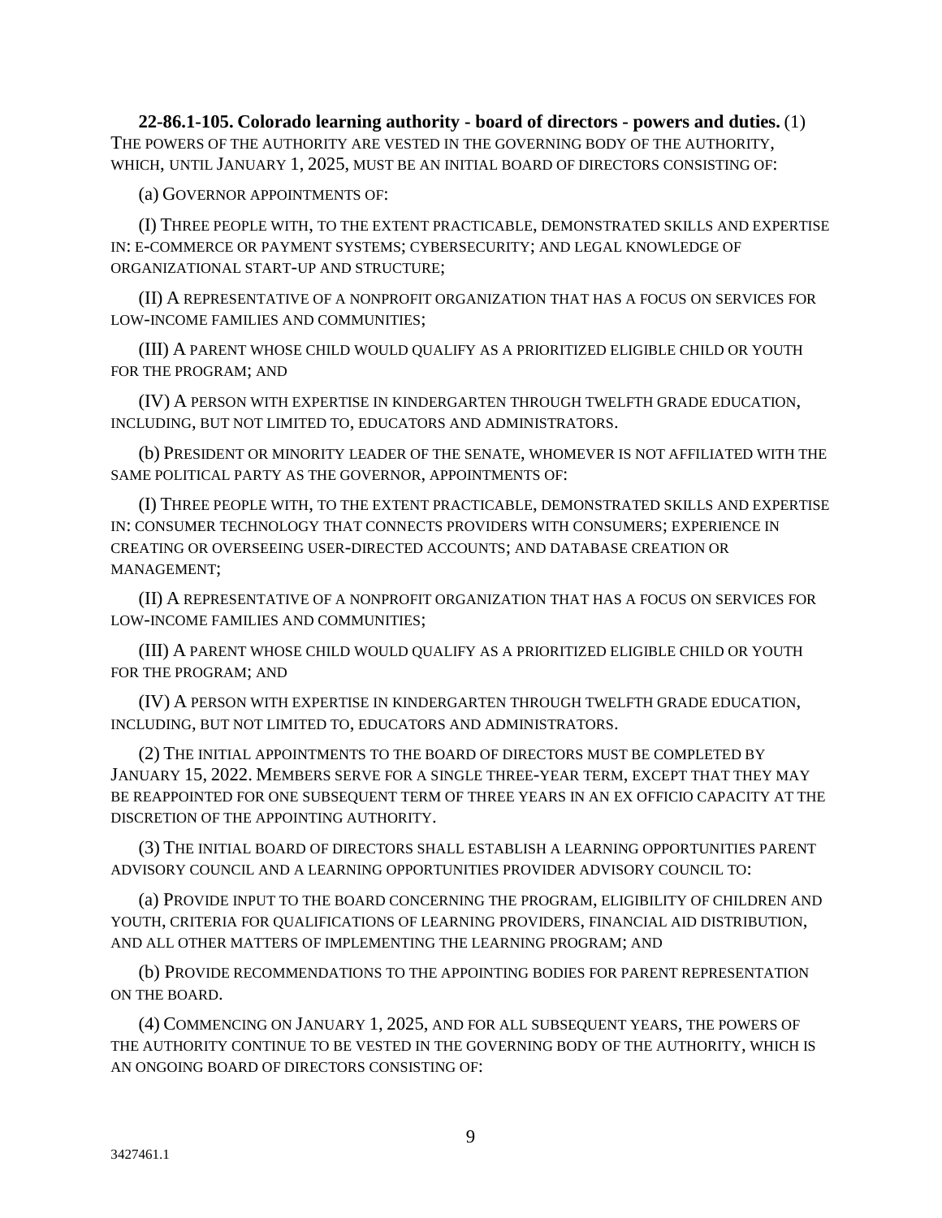**22-86.1-105. Colorado learning authority - board of directors - powers and duties.** (1) THE POWERS OF THE AUTHORITY ARE VESTED IN THE GOVERNING BODY OF THE AUTHORITY, WHICH, UNTIL JANUARY 1, 2025, MUST BE AN INITIAL BOARD OF DIRECTORS CONSISTING OF:

(a) GOVERNOR APPOINTMENTS OF:

(I) THREE PEOPLE WITH, TO THE EXTENT PRACTICABLE, DEMONSTRATED SKILLS AND EXPERTISE IN: E-COMMERCE OR PAYMENT SYSTEMS; CYBERSECURITY; AND LEGAL KNOWLEDGE OF ORGANIZATIONAL START-UP AND STRUCTURE;

(II) A REPRESENTATIVE OF A NONPROFIT ORGANIZATION THAT HAS A FOCUS ON SERVICES FOR LOW-INCOME FAMILIES AND COMMUNITIES;

(III) A PARENT WHOSE CHILD WOULD QUALIFY AS A PRIORITIZED ELIGIBLE CHILD OR YOUTH FOR THE PROGRAM; AND

(IV) A PERSON WITH EXPERTISE IN KINDERGARTEN THROUGH TWELFTH GRADE EDUCATION, INCLUDING, BUT NOT LIMITED TO, EDUCATORS AND ADMINISTRATORS.

(b) PRESIDENT OR MINORITY LEADER OF THE SENATE, WHOMEVER IS NOT AFFILIATED WITH THE SAME POLITICAL PARTY AS THE GOVERNOR, APPOINTMENTS OF:

(I) THREE PEOPLE WITH, TO THE EXTENT PRACTICABLE, DEMONSTRATED SKILLS AND EXPERTISE IN: CONSUMER TECHNOLOGY THAT CONNECTS PROVIDERS WITH CONSUMERS; EXPERIENCE IN CREATING OR OVERSEEING USER-DIRECTED ACCOUNTS; AND DATABASE CREATION OR MANAGEMENT;

(II) A REPRESENTATIVE OF A NONPROFIT ORGANIZATION THAT HAS A FOCUS ON SERVICES FOR LOW-INCOME FAMILIES AND COMMUNITIES;

(III) A PARENT WHOSE CHILD WOULD QUALIFY AS A PRIORITIZED ELIGIBLE CHILD OR YOUTH FOR THE PROGRAM; AND

(IV) A PERSON WITH EXPERTISE IN KINDERGARTEN THROUGH TWELFTH GRADE EDUCATION, INCLUDING, BUT NOT LIMITED TO, EDUCATORS AND ADMINISTRATORS.

(2) THE INITIAL APPOINTMENTS TO THE BOARD OF DIRECTORS MUST BE COMPLETED BY JANUARY 15, 2022. MEMBERS SERVE FOR A SINGLE THREE-YEAR TERM, EXCEPT THAT THEY MAY BE REAPPOINTED FOR ONE SUBSEQUENT TERM OF THREE YEARS IN AN EX OFFICIO CAPACITY AT THE DISCRETION OF THE APPOINTING AUTHORITY.

(3) THE INITIAL BOARD OF DIRECTORS SHALL ESTABLISH A LEARNING OPPORTUNITIES PARENT ADVISORY COUNCIL AND A LEARNING OPPORTUNITIES PROVIDER ADVISORY COUNCIL TO:

(a) PROVIDE INPUT TO THE BOARD CONCERNING THE PROGRAM, ELIGIBILITY OF CHILDREN AND YOUTH, CRITERIA FOR QUALIFICATIONS OF LEARNING PROVIDERS, FINANCIAL AID DISTRIBUTION, AND ALL OTHER MATTERS OF IMPLEMENTING THE LEARNING PROGRAM; AND

(b) PROVIDE RECOMMENDATIONS TO THE APPOINTING BODIES FOR PARENT REPRESENTATION ON THE BOARD.

(4) COMMENCING ON JANUARY 1, 2025, AND FOR ALL SUBSEQUENT YEARS, THE POWERS OF THE AUTHORITY CONTINUE TO BE VESTED IN THE GOVERNING BODY OF THE AUTHORITY, WHICH IS AN ONGOING BOARD OF DIRECTORS CONSISTING OF: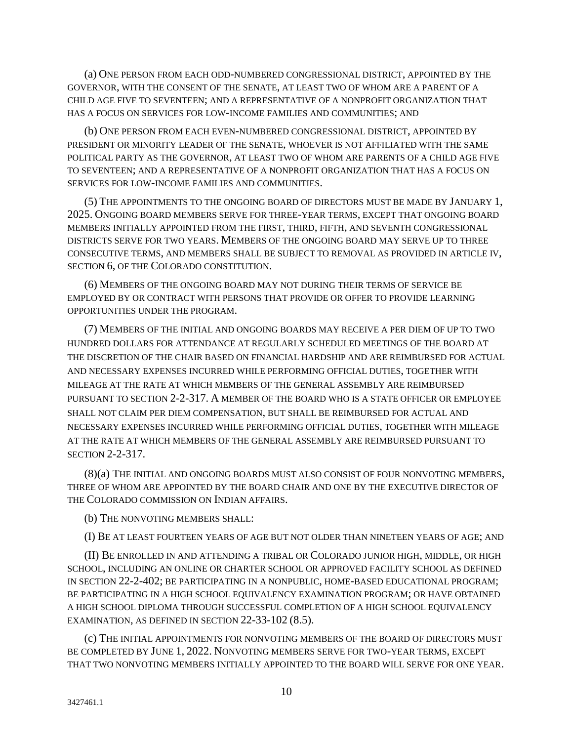(a) ONE PERSON FROM EACH ODD-NUMBERED CONGRESSIONAL DISTRICT, APPOINTED BY THE GOVERNOR, WITH THE CONSENT OF THE SENATE, AT LEAST TWO OF WHOM ARE A PARENT OF A CHILD AGE FIVE TO SEVENTEEN; AND A REPRESENTATIVE OF A NONPROFIT ORGANIZATION THAT HAS A FOCUS ON SERVICES FOR LOW-INCOME FAMILIES AND COMMUNITIES; AND

(b) ONE PERSON FROM EACH EVEN-NUMBERED CONGRESSIONAL DISTRICT, APPOINTED BY PRESIDENT OR MINORITY LEADER OF THE SENATE, WHOEVER IS NOT AFFILIATED WITH THE SAME POLITICAL PARTY AS THE GOVERNOR, AT LEAST TWO OF WHOM ARE PARENTS OF A CHILD AGE FIVE TO SEVENTEEN; AND A REPRESENTATIVE OF A NONPROFIT ORGANIZATION THAT HAS A FOCUS ON SERVICES FOR LOW-INCOME FAMILIES AND COMMUNITIES.

(5) THE APPOINTMENTS TO THE ONGOING BOARD OF DIRECTORS MUST BE MADE BY JANUARY 1, 2025. ONGOING BOARD MEMBERS SERVE FOR THREE-YEAR TERMS, EXCEPT THAT ONGOING BOARD MEMBERS INITIALLY APPOINTED FROM THE FIRST, THIRD, FIFTH, AND SEVENTH CONGRESSIONAL DISTRICTS SERVE FOR TWO YEARS. MEMBERS OF THE ONGOING BOARD MAY SERVE UP TO THREE CONSECUTIVE TERMS, AND MEMBERS SHALL BE SUBJECT TO REMOVAL AS PROVIDED IN ARTICLE IV, SECTION 6, OF THE COLORADO CONSTITUTION.

(6) MEMBERS OF THE ONGOING BOARD MAY NOT DURING THEIR TERMS OF SERVICE BE EMPLOYED BY OR CONTRACT WITH PERSONS THAT PROVIDE OR OFFER TO PROVIDE LEARNING OPPORTUNITIES UNDER THE PROGRAM.

(7) MEMBERS OF THE INITIAL AND ONGOING BOARDS MAY RECEIVE A PER DIEM OF UP TO TWO HUNDRED DOLLARS FOR ATTENDANCE AT REGULARLY SCHEDULED MEETINGS OF THE BOARD AT THE DISCRETION OF THE CHAIR BASED ON FINANCIAL HARDSHIP AND ARE REIMBURSED FOR ACTUAL AND NECESSARY EXPENSES INCURRED WHILE PERFORMING OFFICIAL DUTIES, TOGETHER WITH MILEAGE AT THE RATE AT WHICH MEMBERS OF THE GENERAL ASSEMBLY ARE REIMBURSED PURSUANT TO SECTION 2-2-317. A MEMBER OF THE BOARD WHO IS A STATE OFFICER OR EMPLOYEE SHALL NOT CLAIM PER DIEM COMPENSATION, BUT SHALL BE REIMBURSED FOR ACTUAL AND NECESSARY EXPENSES INCURRED WHILE PERFORMING OFFICIAL DUTIES, TOGETHER WITH MILEAGE AT THE RATE AT WHICH MEMBERS OF THE GENERAL ASSEMBLY ARE REIMBURSED PURSUANT TO SECTION 2-2-317.

(8)(a) THE INITIAL AND ONGOING BOARDS MUST ALSO CONSIST OF FOUR NONVOTING MEMBERS, THREE OF WHOM ARE APPOINTED BY THE BOARD CHAIR AND ONE BY THE EXECUTIVE DIRECTOR OF THE COLORADO COMMISSION ON INDIAN AFFAIRS.

(b) THE NONVOTING MEMBERS SHALL:

(I) BE AT LEAST FOURTEEN YEARS OF AGE BUT NOT OLDER THAN NINETEEN YEARS OF AGE; AND

(II) BE ENROLLED IN AND ATTENDING A TRIBAL OR COLORADO JUNIOR HIGH, MIDDLE, OR HIGH SCHOOL, INCLUDING AN ONLINE OR CHARTER SCHOOL OR APPROVED FACILITY SCHOOL AS DEFINED IN SECTION 22-2-402; BE PARTICIPATING IN A NONPUBLIC, HOME-BASED EDUCATIONAL PROGRAM; BE PARTICIPATING IN A HIGH SCHOOL EQUIVALENCY EXAMINATION PROGRAM; OR HAVE OBTAINED A HIGH SCHOOL DIPLOMA THROUGH SUCCESSFUL COMPLETION OF A HIGH SCHOOL EQUIVALENCY EXAMINATION, AS DEFINED IN SECTION 22-33-102 (8.5).

(c) THE INITIAL APPOINTMENTS FOR NONVOTING MEMBERS OF THE BOARD OF DIRECTORS MUST BE COMPLETED BY JUNE 1, 2022. NONVOTING MEMBERS SERVE FOR TWO-YEAR TERMS, EXCEPT THAT TWO NONVOTING MEMBERS INITIALLY APPOINTED TO THE BOARD WILL SERVE FOR ONE YEAR.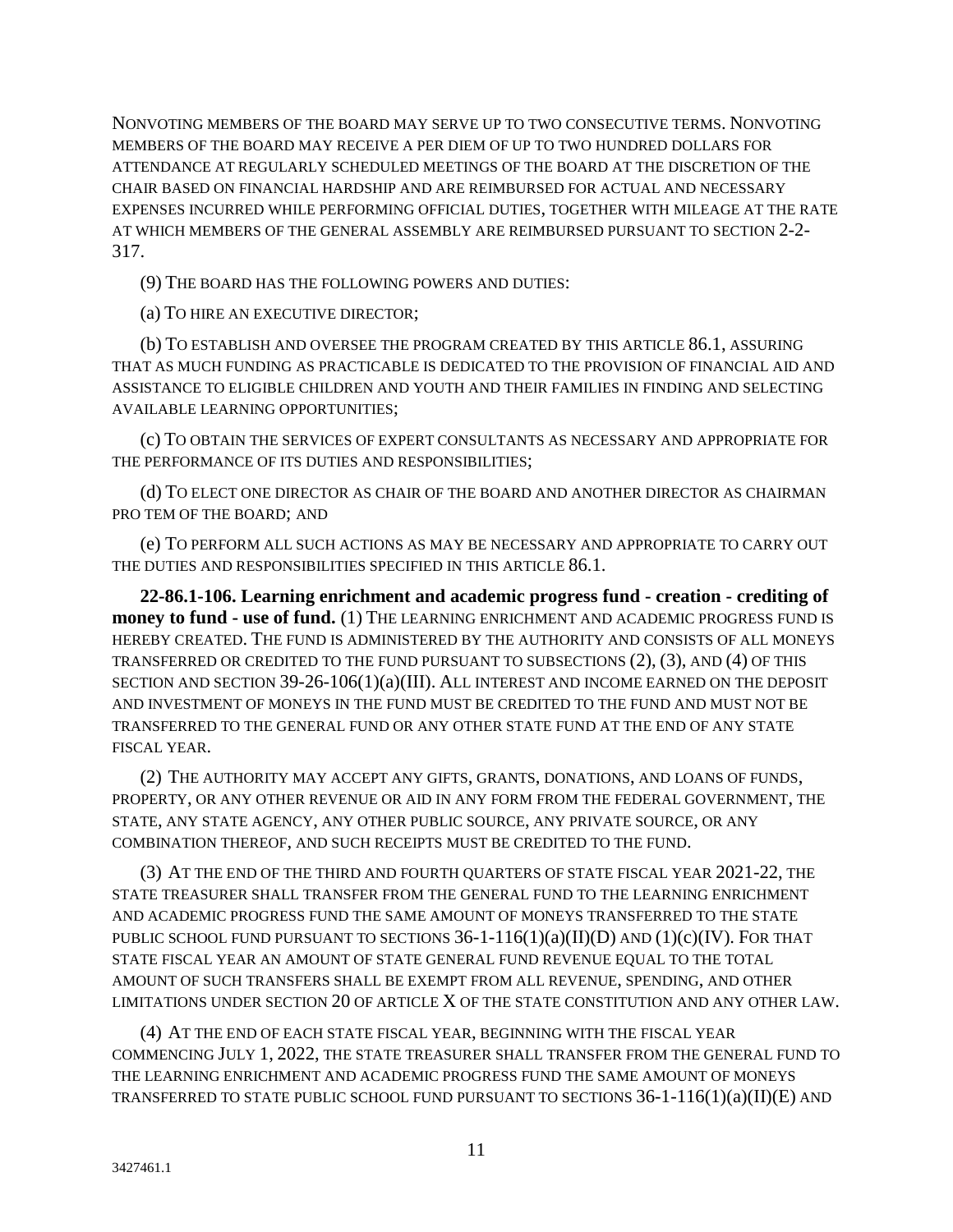NONVOTING MEMBERS OF THE BOARD MAY SERVE UP TO TWO CONSECUTIVE TERMS. NONVOTING MEMBERS OF THE BOARD MAY RECEIVE A PER DIEM OF UP TO TWO HUNDRED DOLLARS FOR ATTENDANCE AT REGULARLY SCHEDULED MEETINGS OF THE BOARD AT THE DISCRETION OF THE CHAIR BASED ON FINANCIAL HARDSHIP AND ARE REIMBURSED FOR ACTUAL AND NECESSARY EXPENSES INCURRED WHILE PERFORMING OFFICIAL DUTIES, TOGETHER WITH MILEAGE AT THE RATE AT WHICH MEMBERS OF THE GENERAL ASSEMBLY ARE REIMBURSED PURSUANT TO SECTION 2-2-317.

(9) THE BOARD HAS THE FOLLOWING POWERS AND DUTIES:

(a) TO HIRE AN EXECUTIVE DIRECTOR;

(b) TO ESTABLISH AND OVERSEE THE PROGRAM CREATED BY THIS ARTICLE 86.1, ASSURING THAT AS MUCH FUNDING AS PRACTICABLE IS DEDICATED TO THE PROVISION OF FINANCIAL AID AND ASSISTANCE TO ELIGIBLE CHILDREN AND YOUTH AND THEIR FAMILIES IN FINDING AND SELECTING AVAILABLE LEARNING OPPORTUNITIES;

(c) TO OBTAIN THE SERVICES OF EXPERT CONSULTANTS AS NECESSARY AND APPROPRIATE FOR THE PERFORMANCE OF ITS DUTIES AND RESPONSIBILITIES;

(d) TO ELECT ONE DIRECTOR AS CHAIR OF THE BOARD AND ANOTHER DIRECTOR AS CHAIRMAN PRO TEM OF THE BOARD; AND

(e) TO PERFORM ALL SUCH ACTIONS AS MAY BE NECESSARY AND APPROPRIATE TO CARRY OUT THE DUTIES AND RESPONSIBILITIES SPECIFIED IN THIS ARTICLE 86.1.

**22-86.1-106. Learning enrichment and academic progress fund - creation - crediting of money to fund - use of fund.** (1) THE LEARNING ENRICHMENT AND ACADEMIC PROGRESS FUND IS HEREBY CREATED. THE FUND IS ADMINISTERED BY THE AUTHORITY AND CONSISTS OF ALL MONEYS TRANSFERRED OR CREDITED TO THE FUND PURSUANT TO SUBSECTIONS (2), (3), AND (4) OF THIS SECTION AND SECTION 39-26-106(1)(a)(III). ALL INTEREST AND INCOME EARNED ON THE DEPOSIT AND INVESTMENT OF MONEYS IN THE FUND MUST BE CREDITED TO THE FUND AND MUST NOT BE TRANSFERRED TO THE GENERAL FUND OR ANY OTHER STATE FUND AT THE END OF ANY STATE FISCAL YEAR.

(2) THE AUTHORITY MAY ACCEPT ANY GIFTS, GRANTS, DONATIONS, AND LOANS OF FUNDS, PROPERTY, OR ANY OTHER REVENUE OR AID IN ANY FORM FROM THE FEDERAL GOVERNMENT, THE STATE, ANY STATE AGENCY, ANY OTHER PUBLIC SOURCE, ANY PRIVATE SOURCE, OR ANY COMBINATION THEREOF, AND SUCH RECEIPTS MUST BE CREDITED TO THE FUND.

(3) AT THE END OF THE THIRD AND FOURTH QUARTERS OF STATE FISCAL YEAR 2021-22, THE STATE TREASURER SHALL TRANSFER FROM THE GENERAL FUND TO THE LEARNING ENRICHMENT AND ACADEMIC PROGRESS FUND THE SAME AMOUNT OF MONEYS TRANSFERRED TO THE STATE PUBLIC SCHOOL FUND PURSUANT TO SECTIONS 36-1-116(1)(a)(II)(D) AND (1)(c)(IV). FOR THAT STATE FISCAL YEAR AN AMOUNT OF STATE GENERAL FUND REVENUE EQUAL TO THE TOTAL AMOUNT OF SUCH TRANSFERS SHALL BE EXEMPT FROM ALL REVENUE, SPENDING, AND OTHER LIMITATIONS UNDER SECTION 20 OF ARTICLE X OF THE STATE CONSTITUTION AND ANY OTHER LAW.

(4) AT THE END OF EACH STATE FISCAL YEAR, BEGINNING WITH THE FISCAL YEAR COMMENCING JULY 1, 2022, THE STATE TREASURER SHALL TRANSFER FROM THE GENERAL FUND TO THE LEARNING ENRICHMENT AND ACADEMIC PROGRESS FUND THE SAME AMOUNT OF MONEYS TRANSFERRED TO STATE PUBLIC SCHOOL FUND PURSUANT TO SECTIONS 36-1-116(1)(a)(II)(E) AND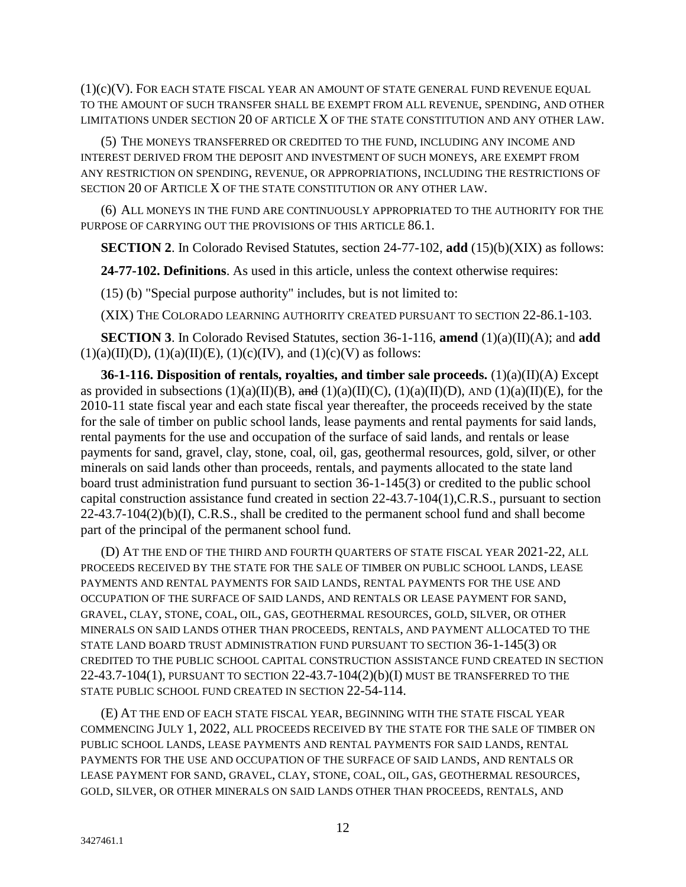(1)(c)(V). FOR EACH STATE FISCAL YEAR AN AMOUNT OF STATE GENERAL FUND REVENUE EQUAL TO THE AMOUNT OF SUCH TRANSFER SHALL BE EXEMPT FROM ALL REVENUE, SPENDING, AND OTHER LIMITATIONS UNDER SECTION 20 OF ARTICLE X OF THE STATE CONSTITUTION AND ANY OTHER LAW.

(5) THE MONEYS TRANSFERRED OR CREDITED TO THE FUND, INCLUDING ANY INCOME AND INTEREST DERIVED FROM THE DEPOSIT AND INVESTMENT OF SUCH MONEYS, ARE EXEMPT FROM ANY RESTRICTION ON SPENDING, REVENUE, OR APPROPRIATIONS, INCLUDING THE RESTRICTIONS OF SECTION 20 OF ARTICLE X OF THE STATE CONSTITUTION OR ANY OTHER LAW.

(6) ALL MONEYS IN THE FUND ARE CONTINUOUSLY APPROPRIATED TO THE AUTHORITY FOR THE PURPOSE OF CARRYING OUT THE PROVISIONS OF THIS ARTICLE 86.1.

**SECTION 2**. In Colorado Revised Statutes, section 24-77-102, **add** (15)(b)(XIX) as follows:

**24-77-102. Definitions**. As used in this article, unless the context otherwise requires:

(15) (b) "Special purpose authority" includes, but is not limited to:

(XIX) THE COLORADO LEARNING AUTHORITY CREATED PURSUANT TO SECTION 22-86.1-103.

**SECTION 3**. In Colorado Revised Statutes, section 36-1-116, **amend** (1)(a)(II)(A); and **add** (1)(a)(II)(D), (1)(a)(II)(E), (1)(c)(IV), and (1)(c)(V) as follows:

**36-1-116. Disposition of rentals, royalties, and timber sale proceeds.** (1)(a)(II)(A) Except as provided in subsections (1)(a)(II)(B), ~~and~~ (1)(a)(II)(C), (1)(a)(II)(D), AND (1)(a)(II)(E), for the 2010-11 state fiscal year and each state fiscal year thereafter, the proceeds received by the state for the sale of timber on public school lands, lease payments and rental payments for said lands, rental payments for the use and occupation of the surface of said lands, and rentals or lease payments for sand, gravel, clay, stone, coal, oil, gas, geothermal resources, gold, silver, or other minerals on said lands other than proceeds, rentals, and payments allocated to the state land board trust administration fund pursuant to section 36-1-145(3) or credited to the public school capital construction assistance fund created in section 22-43.7-104(1),C.R.S., pursuant to section 22-43.7-104(2)(b)(I), C.R.S., shall be credited to the permanent school fund and shall become part of the principal of the permanent school fund.

(D) AT THE END OF THE THIRD AND FOURTH QUARTERS OF STATE FISCAL YEAR 2021-22, ALL PROCEEDS RECEIVED BY THE STATE FOR THE SALE OF TIMBER ON PUBLIC SCHOOL LANDS, LEASE PAYMENTS AND RENTAL PAYMENTS FOR SAID LANDS, RENTAL PAYMENTS FOR THE USE AND OCCUPATION OF THE SURFACE OF SAID LANDS, AND RENTALS OR LEASE PAYMENT FOR SAND, GRAVEL, CLAY, STONE, COAL, OIL, GAS, GEOTHERMAL RESOURCES, GOLD, SILVER, OR OTHER MINERALS ON SAID LANDS OTHER THAN PROCEEDS, RENTALS, AND PAYMENT ALLOCATED TO THE STATE LAND BOARD TRUST ADMINISTRATION FUND PURSUANT TO SECTION 36-1-145(3) OR CREDITED TO THE PUBLIC SCHOOL CAPITAL CONSTRUCTION ASSISTANCE FUND CREATED IN SECTION 22-43.7-104(1), PURSUANT TO SECTION 22-43.7-104(2)(b)(I) MUST BE TRANSFERRED TO THE STATE PUBLIC SCHOOL FUND CREATED IN SECTION 22-54-114.

(E) AT THE END OF EACH STATE FISCAL YEAR, BEGINNING WITH THE STATE FISCAL YEAR COMMENCING JULY 1, 2022, ALL PROCEEDS RECEIVED BY THE STATE FOR THE SALE OF TIMBER ON PUBLIC SCHOOL LANDS, LEASE PAYMENTS AND RENTAL PAYMENTS FOR SAID LANDS, RENTAL PAYMENTS FOR THE USE AND OCCUPATION OF THE SURFACE OF SAID LANDS, AND RENTALS OR LEASE PAYMENT FOR SAND, GRAVEL, CLAY, STONE, COAL, OIL, GAS, GEOTHERMAL RESOURCES, GOLD, SILVER, OR OTHER MINERALS ON SAID LANDS OTHER THAN PROCEEDS, RENTALS, AND

3427461.1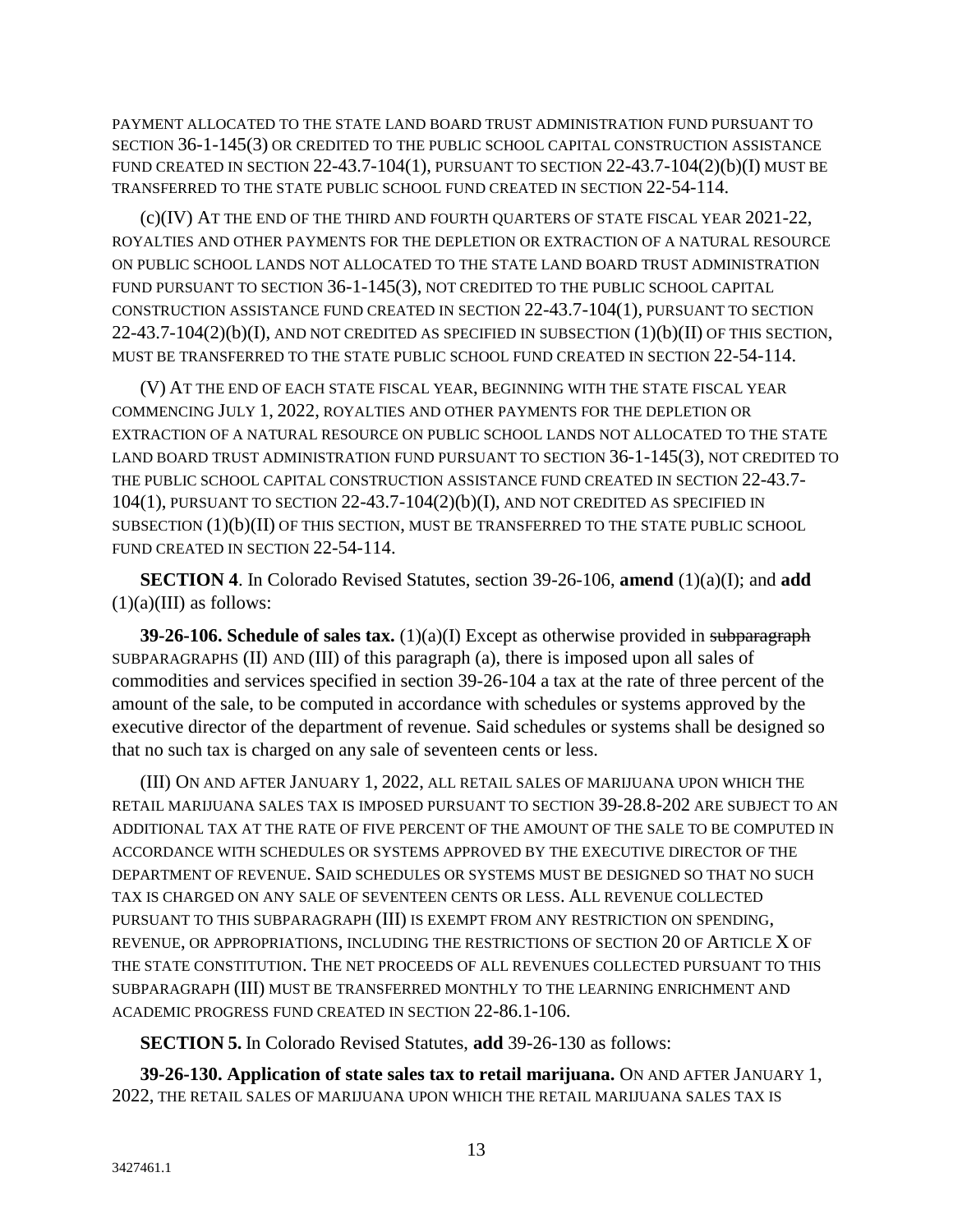PAYMENT ALLOCATED TO THE STATE LAND BOARD TRUST ADMINISTRATION FUND PURSUANT TO SECTION 36-1-145(3) OR CREDITED TO THE PUBLIC SCHOOL CAPITAL CONSTRUCTION ASSISTANCE FUND CREATED IN SECTION 22-43.7-104(1), PURSUANT TO SECTION 22-43.7-104(2)(b)(I) MUST BE TRANSFERRED TO THE STATE PUBLIC SCHOOL FUND CREATED IN SECTION 22-54-114.

(c)(IV) AT THE END OF THE THIRD AND FOURTH QUARTERS OF STATE FISCAL YEAR 2021-22, ROYALTIES AND OTHER PAYMENTS FOR THE DEPLETION OR EXTRACTION OF A NATURAL RESOURCE ON PUBLIC SCHOOL LANDS NOT ALLOCATED TO THE STATE LAND BOARD TRUST ADMINISTRATION FUND PURSUANT TO SECTION 36-1-145(3), NOT CREDITED TO THE PUBLIC SCHOOL CAPITAL CONSTRUCTION ASSISTANCE FUND CREATED IN SECTION 22-43.7-104(1), PURSUANT TO SECTION 22-43.7-104(2)(b)(I), AND NOT CREDITED AS SPECIFIED IN SUBSECTION (1)(b)(II) OF THIS SECTION, MUST BE TRANSFERRED TO THE STATE PUBLIC SCHOOL FUND CREATED IN SECTION 22-54-114.

(V) AT THE END OF EACH STATE FISCAL YEAR, BEGINNING WITH THE STATE FISCAL YEAR COMMENCING JULY 1, 2022, ROYALTIES AND OTHER PAYMENTS FOR THE DEPLETION OR EXTRACTION OF A NATURAL RESOURCE ON PUBLIC SCHOOL LANDS NOT ALLOCATED TO THE STATE LAND BOARD TRUST ADMINISTRATION FUND PURSUANT TO SECTION 36-1-145(3), NOT CREDITED TO THE PUBLIC SCHOOL CAPITAL CONSTRUCTION ASSISTANCE FUND CREATED IN SECTION 22-43.7-104(1), PURSUANT TO SECTION 22-43.7-104(2)(b)(I), AND NOT CREDITED AS SPECIFIED IN SUBSECTION (1)(b)(II) OF THIS SECTION, MUST BE TRANSFERRED TO THE STATE PUBLIC SCHOOL FUND CREATED IN SECTION 22-54-114.

**SECTION 4**. In Colorado Revised Statutes, section 39-26-106, **amend** (1)(a)(I); and **add** (1)(a)(III) as follows:

**39-26-106. Schedule of sales tax.** (1)(a)(I) Except as otherwise provided in ~~subparagraph~~ SUBPARAGRAPHS (II) AND (III) of this paragraph (a), there is imposed upon all sales of commodities and services specified in section 39-26-104 a tax at the rate of three percent of the amount of the sale, to be computed in accordance with schedules or systems approved by the executive director of the department of revenue. Said schedules or systems shall be designed so that no such tax is charged on any sale of seventeen cents or less.

(III) ON AND AFTER JANUARY 1, 2022, ALL RETAIL SALES OF MARIJUANA UPON WHICH THE RETAIL MARIJUANA SALES TAX IS IMPOSED PURSUANT TO SECTION 39-28.8-202 ARE SUBJECT TO AN ADDITIONAL TAX AT THE RATE OF FIVE PERCENT OF THE AMOUNT OF THE SALE TO BE COMPUTED IN ACCORDANCE WITH SCHEDULES OR SYSTEMS APPROVED BY THE EXECUTIVE DIRECTOR OF THE DEPARTMENT OF REVENUE. SAID SCHEDULES OR SYSTEMS MUST BE DESIGNED SO THAT NO SUCH TAX IS CHARGED ON ANY SALE OF SEVENTEEN CENTS OR LESS. ALL REVENUE COLLECTED PURSUANT TO THIS SUBPARAGRAPH (III) IS EXEMPT FROM ANY RESTRICTION ON SPENDING, REVENUE, OR APPROPRIATIONS, INCLUDING THE RESTRICTIONS OF SECTION 20 OF ARTICLE X OF THE STATE CONSTITUTION. THE NET PROCEEDS OF ALL REVENUES COLLECTED PURSUANT TO THIS SUBPARAGRAPH (III) MUST BE TRANSFERRED MONTHLY TO THE LEARNING ENRICHMENT AND ACADEMIC PROGRESS FUND CREATED IN SECTION 22-86.1-106.

**SECTION 5.** In Colorado Revised Statutes, **add** 39-26-130 as follows:

**39-26-130. Application of state sales tax to retail marijuana.** ON AND AFTER JANUARY 1, 2022, THE RETAIL SALES OF MARIJUANA UPON WHICH THE RETAIL MARIJUANA SALES TAX IS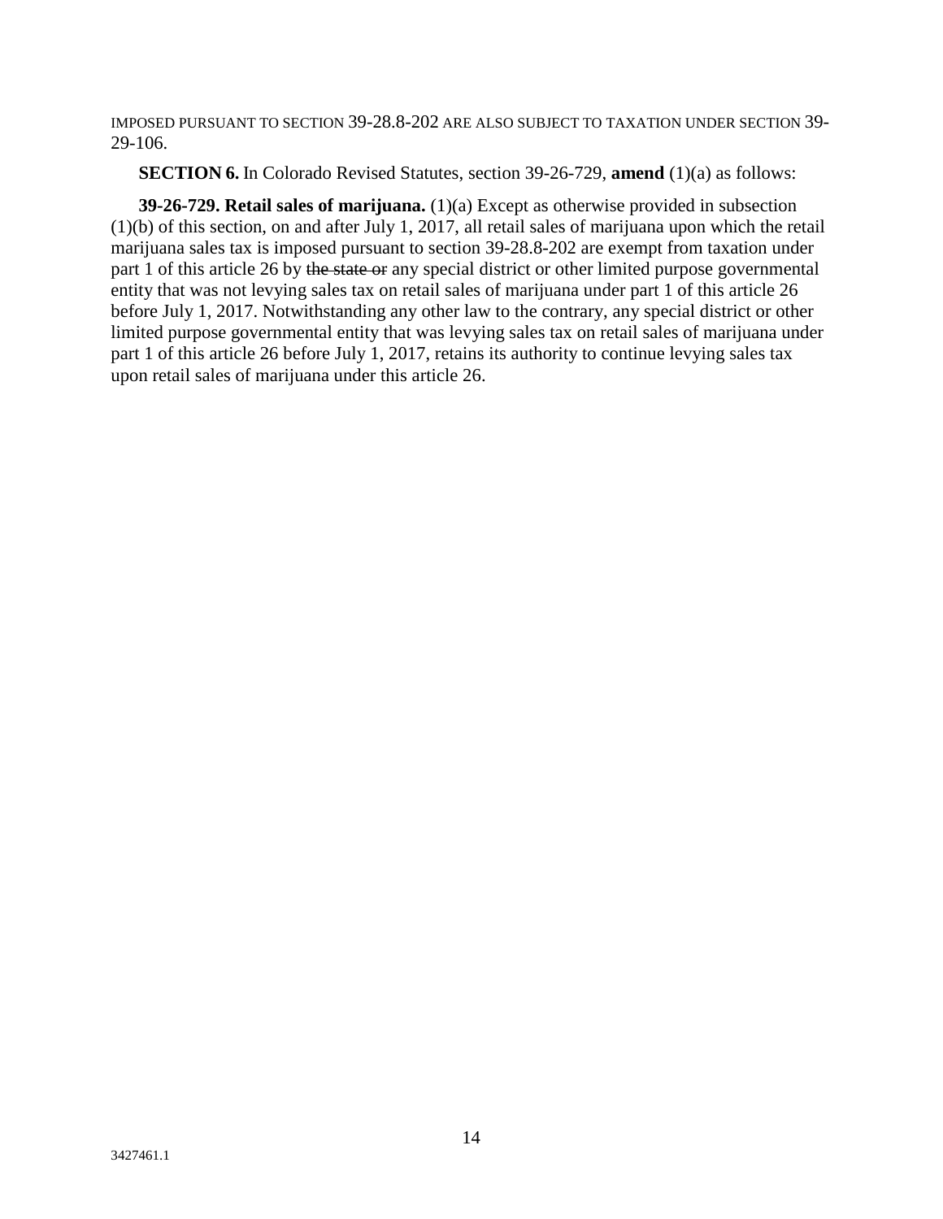IMPOSED PURSUANT TO SECTION 39-28.8-202 ARE ALSO SUBJECT TO TAXATION UNDER SECTION 39-29-106.

**SECTION 6.** In Colorado Revised Statutes, section 39-26-729, **amend** (1)(a) as follows:

**39-26-729. Retail sales of marijuana.** (1)(a) Except as otherwise provided in subsection (1)(b) of this section, on and after July 1, 2017, all retail sales of marijuana upon which the retail marijuana sales tax is imposed pursuant to section 39-28.8-202 are exempt from taxation under part 1 of this article 26 by ~~the state or~~ any special district or other limited purpose governmental entity that was not levying sales tax on retail sales of marijuana under part 1 of this article 26 before July 1, 2017. Notwithstanding any other law to the contrary, any special district or other limited purpose governmental entity that was levying sales tax on retail sales of marijuana under part 1 of this article 26 before July 1, 2017, retains its authority to continue levying sales tax upon retail sales of marijuana under this article 26.

3427461.1